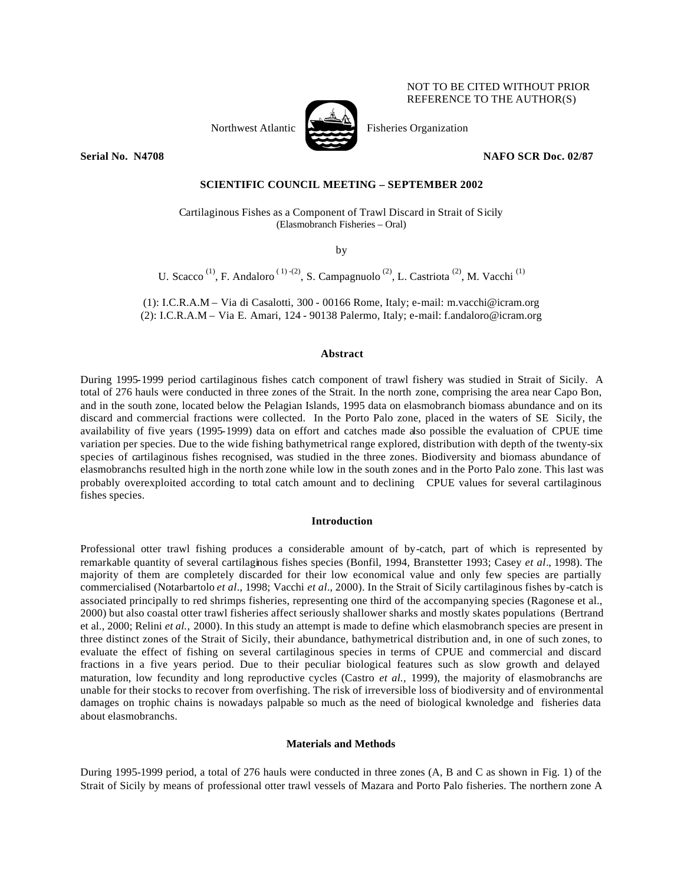NOT TO BE CITED WITHOUT PRIOR REFERENCE TO THE AUTHOR(S)

Northwest Atlantic Fisheries Organization

**Serial No. N4708** **NAFO SCR Doc. 02/87**

**SCIENTIFIC COUNCIL MEETING – SEPTEMBER 2002**

# Cartilaginous Fishes as a Component of Trawl Discard in Strait of Sicily

(Elasmobranch Fisheries – Oral)

by

U. Scacco [(1)], F. Andaloro [(1)-(2)], S. Campagnuolo [(2)], L. Castriota [(2)], M. Vacchi [(1)]

(1): I.C.R.A.M – Via di Casalotti, 300 - 00166 Rome, Italy; e-mail: m.vacchi@icram.org
(2): I.C.R.A.M – Via E. Amari, 124 - 90138 Palermo, Italy; e-mail: f.andaloro@icram.org

## Abstract

During 1995-1999 period cartilaginous fishes catch component of trawl fishery was studied in Strait of Sicily. A total of 276 hauls were conducted in three zones of the Strait. In the north zone, comprising the area near Capo Bon, and in the south zone, located below the Pelagian Islands, 1995 data on elasmobranch biomass abundance and on its discard and commercial fractions were collected. In the Porto Palo zone, placed in the waters of SE Sicily, the availability of five years (1995-1999) data on effort and catches made also possible the evaluation of CPUE time variation per species. Due to the wide fishing bathymetrical range explored, distribution with depth of the twenty-six species of cartilaginous fishes recognised, was studied in the three zones. Biodiversity and biomass abundance of elasmobranchs resulted high in the north zone while low in the south zones and in the Porto Palo zone. This last was probably overexploited according to total catch amount and to declining CPUE values for several cartilaginous fishes species.

## Introduction

Professional otter trawl fishing produces a considerable amount of by-catch, part of which is represented by remarkable quantity of several cartilaginous fishes species (Bonfil, 1994, Branstetter 1993; Casey *et al*., 1998). The majority of them are completely discarded for their low economical value and only few species are partially commercialised (Notarbartolo *et al*., 1998; Vacchi *et al*., 2000). In the Strait of Sicily cartilaginous fishes by-catch is associated principally to red shrimps fisheries, representing one third of the accompanying species (Ragonese et al., 2000) but also coastal otter trawl fisheries affect seriously shallower sharks and mostly skates populations (Bertrand et al., 2000; Relini *et al.,* 2000). In this study an attempt is made to define which elasmobranch species are present in three distinct zones of the Strait of Sicily, their abundance, bathymetrical distribution and, in one of such zones, to evaluate the effect of fishing on several cartilaginous species in terms of CPUE and commercial and discard fractions in a five years period. Due to their peculiar biological features such as slow growth and delayed maturation, low fecundity and long reproductive cycles (Castro *et al.,* 1999), the majority of elasmobranchs are unable for their stocks to recover from overfishing. The risk of irreversible loss of biodiversity and of environmental damages on trophic chains is nowadays palpable so much as the need of biological kwnoledge and fisheries data about elasmobranchs.

## Materials and Methods

During 1995-1999 period, a total of 276 hauls were conducted in three zones (A, B and C as shown in Fig. 1) of the Strait of Sicily by means of professional otter trawl vessels of Mazara and Porto Palo fisheries. The northern zone A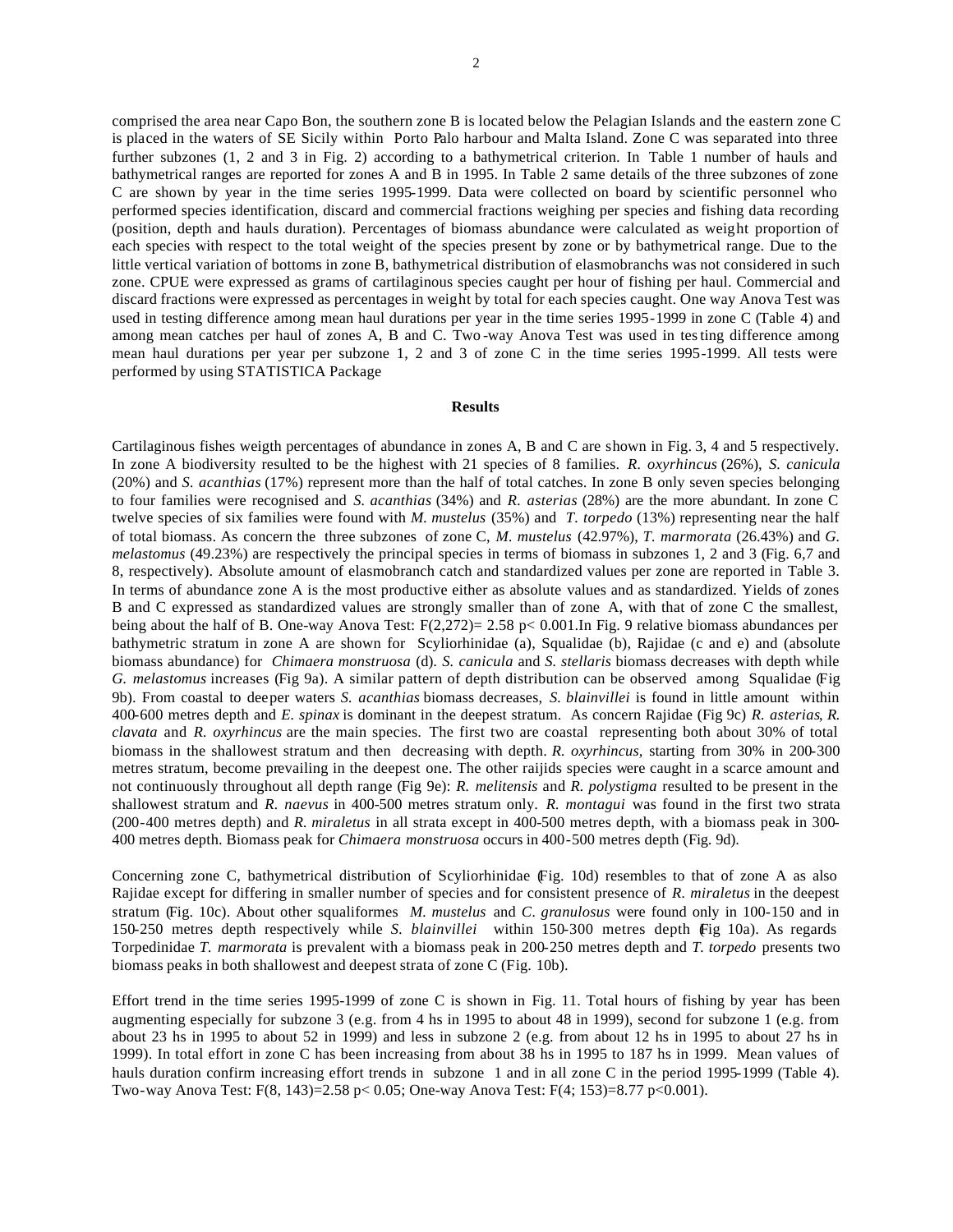comprised the area near Capo Bon, the southern zone B is located below the Pelagian Islands and the eastern zone C is placed in the waters of SE Sicily within Porto Palo harbour and Malta Island. Zone C was separated into three further subzones (1, 2 and 3 in Fig. 2) according to a bathymetrical criterion. In Table 1 number of hauls and bathymetrical ranges are reported for zones A and B in 1995. In Table 2 same details of the three subzones of zone C are shown by year in the time series 1995-1999. Data were collected on board by scientific personnel who performed species identification, discard and commercial fractions weighing per species and fishing data recording (position, depth and hauls duration). Percentages of biomass abundance were calculated as weight proportion of each species with respect to the total weight of the species present by zone or by bathymetrical range. Due to the little vertical variation of bottoms in zone B, bathymetrical distribution of elasmobranchs was not considered in such zone. CPUE were expressed as grams of cartilaginous species caught per hour of fishing per haul. Commercial and discard fractions were expressed as percentages in weight by total for each species caught. One way Anova Test was used in testing difference among mean haul durations per year in the time series 1995-1999 in zone C (Table 4) and among mean catches per haul of zones A, B and C. Two-way Anova Test was used in testing difference among mean haul durations per year per subzone 1, 2 and 3 of zone C in the time series 1995-1999. All tests were performed by using STATISTICA Package

## Results

Cartilaginous fishes weigth percentages of abundance in zones A, B and C are shown in Fig. 3, 4 and 5 respectively. In zone A biodiversity resulted to be the highest with 21 species of 8 families. *R. oxyrhincus* (26%), *S. canicula* (20%) and *S. acanthias* (17%) represent more than the half of total catches. In zone B only seven species belonging to four families were recognised and *S. acanthias* (34%) and *R. asterias* (28%) are the more abundant. In zone C twelve species of six families were found with *M. mustelus* (35%) and *T. torpedo* (13%) representing near the half of total biomass. As concern the three subzones of zone C, *M. mustelus* (42.97%), *T. marmorata* (26.43%) and *G. melastomus* (49.23%) are respectively the principal species in terms of biomass in subzones 1, 2 and 3 (Fig. 6,7 and 8, respectively). Absolute amount of elasmobranch catch and standardized values per zone are reported in Table 3. In terms of abundance zone A is the most productive either as absolute values and as standardized. Yields of zones B and C expressed as standardized values are strongly smaller than of zone A, with that of zone C the smallest, being about the half of B. One-way Anova Test: $F(2,272)= 2.58$ $p< 0.001$.In Fig. 9 relative biomass abundances per bathymetric stratum in zone A are shown for Scyliorhinidae (a), Squalidae (b), Rajidae (c and e) and (absolute biomass abundance) for *Chimaera monstruosa* (d). *S. canicula* and *S. stellaris* biomass decreases with depth while *G. melastomus* increases (Fig 9a). A similar pattern of depth distribution can be observed among Squalidae (Fig 9b). From coastal to deeper waters *S. acanthias* biomass decreases, *S. blainvillei* is found in little amount within 400-600 metres depth and *E. spinax* is dominant in the deepest stratum. As concern Rajidae (Fig 9c) *R. asterias*, *R. clavata* and *R. oxyrhincus* are the main species. The first two are coastal representing both about 30% of total biomass in the shallowest stratum and then decreasing with depth. *R. oxyrhincus*, starting from 30% in 200-300 metres stratum, become prevailing in the deepest one. The other raijids species were caught in a scarce amount and not continuously throughout all depth range (Fig 9e): *R. melitensis* and *R. polystigma* resulted to be present in the shallowest stratum and *R. naevus* in 400-500 metres stratum only. *R. montagui* was found in the first two strata (200-400 metres depth) and *R. miraletus* in all strata except in 400-500 metres depth, with a biomass peak in 300-400 metres depth. Biomass peak for *Chimaera monstruosa* occurs in 400-500 metres depth (Fig. 9d).

Concerning zone C, bathymetrical distribution of Scyliorhinidae (Fig. 10d) resembles to that of zone A as also Rajidae except for differing in smaller number of species and for consistent presence of *R. miraletus* in the deepest stratum (Fig. 10c). About other squaliformes *M. mustelus* and *C. granulosus* were found only in 100-150 and in 150-250 metres depth respectively while *S. blainvillei* within 150-300 metres depth (Fig 10a). As regards Torpedinidae *T. marmorata* is prevalent with a biomass peak in 200-250 metres depth and *T. torpedo* presents two biomass peaks in both shallowest and deepest strata of zone C (Fig. 10b).

Effort trend in the time series 1995-1999 of zone C is shown in Fig. 11. Total hours of fishing by year has been augmenting especially for subzone 3 (e.g. from 4 hs in 1995 to about 48 in 1999), second for subzone 1 (e.g. from about 23 hs in 1995 to about 52 in 1999) and less in subzone 2 (e.g. from about 12 hs in 1995 to about 27 hs in 1999). In total effort in zone C has been increasing from about 38 hs in 1995 to 187 hs in 1999. Mean values of hauls duration confirm increasing effort trends in subzone 1 and in all zone C in the period 1995-1999 (Table 4). Two-way Anova Test: $F(8, 143)=2.58$ $p< 0.05$; One-way Anova Test: $F(4; 153)=8.77$ $p<0.001$).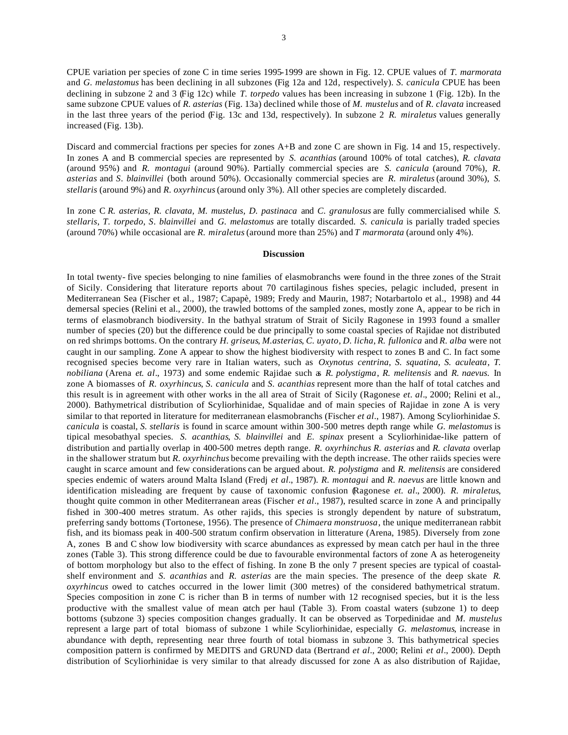CPUE variation per species of zone C in time series 1995-1999 are shown in Fig. 12. CPUE values of *T. marmorata* and *G. melastomus* has been declining in all subzones (Fig 12a and 12d, respectively). *S. canicula* CPUE has been declining in subzone 2 and 3 (Fig 12c) while *T. torpedo* values has been increasing in subzone 1 (Fig. 12b). In the same subzone CPUE values of *R. asterias* (Fig. 13a) declined while those of *M. mustelus* and of *R. clavata* increased in the last three years of the period (Fig. 13c and 13d, respectively). In subzone 2 *R. miraletus* values generally increased (Fig. 13b).

Discard and commercial fractions per species for zones A+B and zone C are shown in Fig. 14 and 15, respectively. In zones A and B commercial species are represented by *S. acanthias* (around 100% of total catches), *R. clavata* (around 95%) and *R. montagui* (around 90%). Partially commercial species are *S. canicula* (around 70%), *R. asterias* and *S. blainvillei* (both around 50%). Occasionally commercial species are *R. miraletus* (around 30%), *S. stellaris* (around 9%) and *R. oxyrhincus* (around only 3%). All other species are completely discarded.

In zone C *R. asterias, R. clavata, M. mustelus, D. pastinaca* and *C. granulosus* are fully commercialised while *S. stellaris*, *T. torpedo*, *S. blainvillei* and *G. melastomus* are totally discarded. *S. canicula* is parially traded species (around 70%) while occasional are *R. miraletus* (around more than 25%) and *T marmorata* (around only 4%).

**Discussion**

In total twenty-five species belonging to nine families of elasmobranchs were found in the three zones of the Strait of Sicily. Considering that literature reports about 70 cartilaginous fishes species, pelagic included, present in Mediterranean Sea (Fischer et al., 1987; Capapè, 1989; Fredy and Maurin, 1987; Notarbartolo et al., 1998) and 44 demersal species (Relini et al., 2000), the trawled bottoms of the sampled zones, mostly zone A, appear to be rich in terms of elasmobranch biodiversity. In the bathyal stratum of Strait of Sicily Ragonese in 1993 found a smaller number of species (20) but the difference could be due principally to some coastal species of Rajidae not distributed on red shrimps bottoms. On the contrary *H. griseus*, *M.asterias*, *C. uyato*, *D. licha*, *R. fullonica* and *R. alba* were not caught in our sampling. Zone A appear to show the highest biodiversity with respect to zones B and C. In fact some recognised species become very rare in Italian waters, such as *Oxynotus centrina*, *S. squatina*, *S. aculeata*, *T. nobiliana* (Arena *et. al*., 1973) and some endemic Rajidae such as *R. polystigma*, *R. melitensis* and *R. naevus.* In zone A biomasses of *R. oxyrhincus*, *S. canicula* and *S. acanthias* represent more than the half of total catches and this result is in agreement with other works in the all area of Strait of Sicily (Ragonese *et. al*., 2000; Relini et al., 2000). Bathymetrical distribution of Scyliorhinidae, Squalidae and of main species of Rajidae in zone A is very similar to that reported in literature for mediterranean elasmobranchs (Fischer *et al*., 1987). Among Scyliorhinidae *S. canicula* is coastal, *S. stellaris* is found in scarce amount within 300-500 metres depth range while *G. melastomus* is tipical mesobathyal species. *S. acanthias*, *S. blainvillei* and *E. spinax* present a Scyliorhinidae-like pattern of distribution and partially overlap in 400-500 metres depth range. *R. oxyrhinchus R. asterias* and *R. clavata* overlap in the shallower stratum but *R. oxyrhinchus* become prevailing with the depth increase. The other raiids species were caught in scarce amount and few considerations can be argued about. *R. polystigma* and *R. melitensis* are considered species endemic of waters around Malta Island (Fredj *et al*., 1987). *R. montagui* and *R. naevus* are little known and identification misleading are frequent by cause of taxonomic confusion (Ragonese *et. al*., 2000). *R. miraletus*, thought quite common in other Mediterranean areas (Fischer *et al*., 1987), resulted scarce in zone A and principally fished in 300-400 metres stratum. As other rajids, this species is strongly dependent by nature of substratum, preferring sandy bottoms (Tortonese, 1956). The presence of *Chimaera monstruosa*, the unique mediterranean rabbit fish, and its biomass peak in 400-500 stratum confirm observation in litterature (Arena, 1985). Diversely from zone A, zones B and C show low biodiversity with scarce abundances as expressed by mean catch per haul in the three zones (Table 3). This strong difference could be due to favourable environmental factors of zone A as heterogeneity of bottom morphology but also to the effect of fishing. In zone B the only 7 present species are typical of coastal-shelf environment and *S. acanthias* and *R. asterias* are the main species. The presence of the deep skate *R. oxyrhincus* owed to catches occurred in the lower limit (300 metres) of the considered bathymetrical stratum. Species composition in zone C is richer than B in terms of number with 12 recognised species, but it is the less productive with the smallest value of mean catch per haul (Table 3). From coastal waters (subzone 1) to deep bottoms (subzone 3) species composition changes gradually. It can be observed as Torpedinidae and *M. mustelus* represent a large part of total biomass of subzone 1 while Scyliorhinidae, especially *G. melastomus*, increase in abundance with depth, representing near three fourth of total biomass in subzone 3. This bathymetrical species composition pattern is confirmed by MEDITS and GRUND data (Bertrand *et al*., 2000; Relini *et al*., 2000). Depth distribution of Scyliorhinidae is very similar to that already discussed for zone A as also distribution of Rajidae,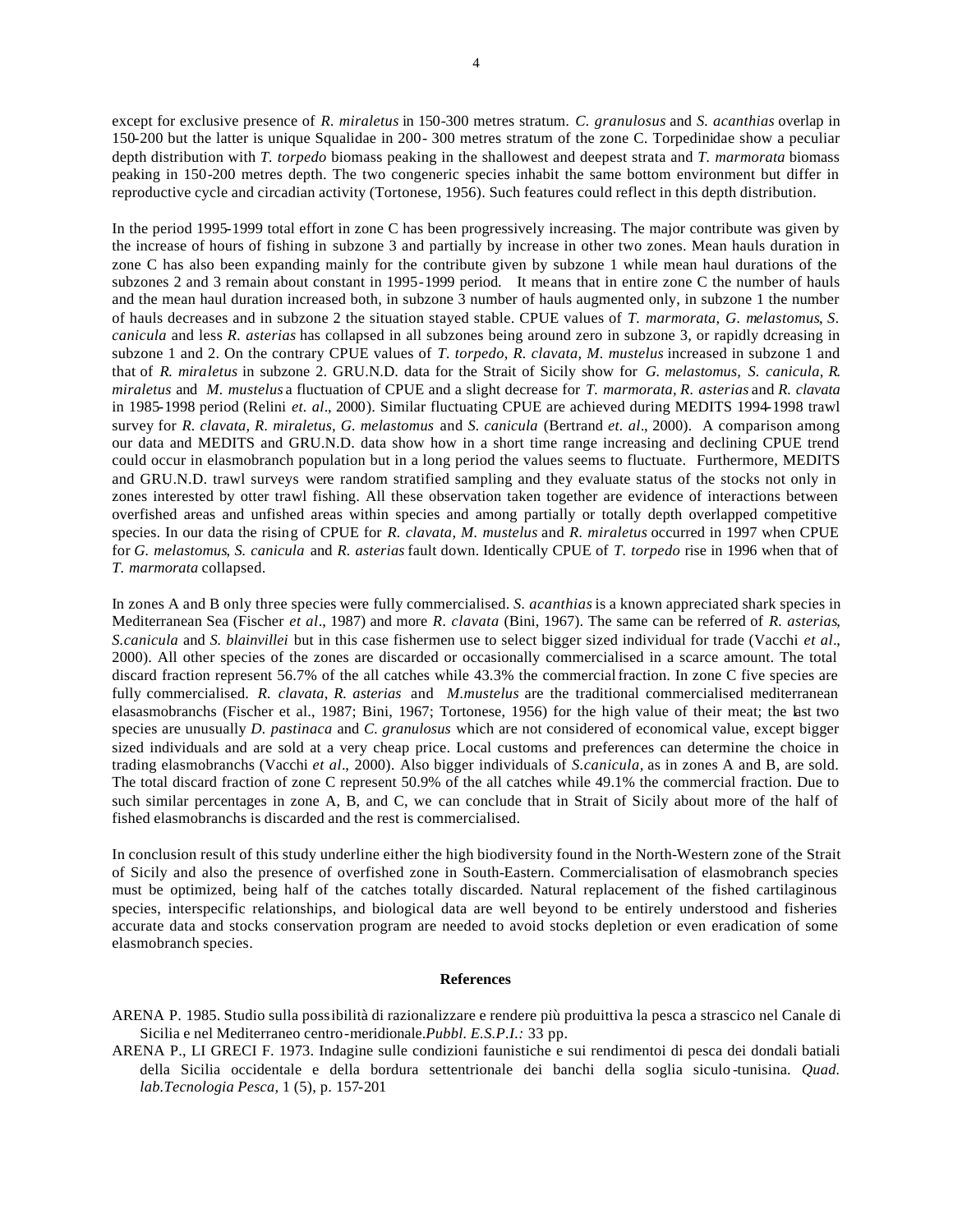except for exclusive presence of *R. miraletus* in 150-300 metres stratum. *C. granulosus* and *S. acanthias* overlap in 150-200 but the latter is unique Squalidae in 200- 300 metres stratum of the zone C. Torpedinidae show a peculiar depth distribution with *T. torpedo* biomass peaking in the shallowest and deepest strata and *T. marmorata* biomass peaking in 150-200 metres depth. The two congeneric species inhabit the same bottom environment but differ in reproductive cycle and circadian activity (Tortonese, 1956). Such features could reflect in this depth distribution.

In the period 1995-1999 total effort in zone C has been progressively increasing. The major contribute was given by the increase of hours of fishing in subzone 3 and partially by increase in other two zones. Mean hauls duration in zone C has also been expanding mainly for the contribute given by subzone 1 while mean haul durations of the subzones 2 and 3 remain about constant in 1995-1999 period. It means that in entire zone C the number of hauls and the mean haul duration increased both, in subzone 3 number of hauls augmented only, in subzone 1 the number of hauls decreases and in subzone 2 the situation stayed stable. CPUE values of *T. marmorata*, *G. melastomus*, *S. canicula* and less *R. asterias* has collapsed in all subzones being around zero in subzone 3, or rapidly dcreasing in subzone 1 and 2. On the contrary CPUE values of *T. torpedo*, *R. clavata*, *M. mustelus* increased in subzone 1 and that of *R. miraletus* in subzone 2. GRU.N.D. data for the Strait of Sicily show for *G. melastomus, S. canicula, R. miraletus* and *M. mustelus* a fluctuation of CPUE and a slight decrease for *T. marmorata*, *R. asterias* and *R. clavata* in 1985-1998 period (Relini *et. al*., 2000). Similar fluctuating CPUE are achieved during MEDITS 1994-1998 trawl survey for *R. clavata, R. miraletus, G. melastomus* and *S. canicula* (Bertrand *et. al*., 2000). A comparison among our data and MEDITS and GRU.N.D. data show how in a short time range increasing and declining CPUE trend could occur in elasmobranch population but in a long period the values seems to fluctuate. Furthermore, MEDITS and GRU.N.D. trawl surveys were random stratified sampling and they evaluate status of the stocks not only in zones interested by otter trawl fishing. All these observation taken together are evidence of interactions between overfished areas and unfished areas within species and among partially or totally depth overlapped competitive species. In our data the rising of CPUE for *R. clavata, M. mustelus* and *R. miraletus* occurred in 1997 when CPUE for *G. melastomus*, *S. canicula* and *R. asterias* fault down. Identically CPUE of *T. torpedo* rise in 1996 when that of *T. marmorata* collapsed.

In zones A and B only three species were fully commercialised. *S. acanthias* is a known appreciated shark species in Mediterranean Sea (Fischer *et al*., 1987) and more *R. clavata* (Bini, 1967). The same can be referred of *R. asterias*, *S.canicula* and *S. blainvillei* but in this case fishermen use to select bigger sized individual for trade (Vacchi *et al*., 2000). All other species of the zones are discarded or occasionally commercialised in a scarce amount. The total discard fraction represent 56.7% of the all catches while 43.3% the commercial fraction. In zone C five species are fully commercialised. *R. clavata*, *R. asterias* and *M.mustelus* are the traditional commercialised mediterranean elasasmobranchs (Fischer et al., 1987; Bini, 1967; Tortonese, 1956) for the high value of their meat; the last two species are unusually *D. pastinaca* and *C. granulosus* which are not considered of economical value, except bigger sized individuals and are sold at a very cheap price. Local customs and preferences can determine the choice in trading elasmobranchs (Vacchi *et al*., 2000). Also bigger individuals of *S.canicula*, as in zones A and B, are sold. The total discard fraction of zone C represent 50.9% of the all catches while 49.1% the commercial fraction. Due to such similar percentages in zone A, B, and C, we can conclude that in Strait of Sicily about more of the half of fished elasmobranchs is discarded and the rest is commercialised.

In conclusion result of this study underline either the high biodiversity found in the North-Western zone of the Strait of Sicily and also the presence of overfished zone in South-Eastern. Commercialisation of elasmobranch species must be optimized, being half of the catches totally discarded. Natural replacement of the fished cartilaginous species, interspecific relationships, and biological data are well beyond to be entirely understood and fisheries accurate data and stocks conservation program are needed to avoid stocks depletion or even eradication of some elasmobranch species.

## References

ARENA P. 1985. Studio sulla possibilità di razionalizzare e rendere più produittiva la pesca a strascico nel Canale di Sicilia e nel Mediterraneo centro-meridionale.*Pubbl. E.S.P.I.:* 33 pp.

ARENA P., LI GRECI F. 1973. Indagine sulle condizioni faunistiche e sui rendimentoi di pesca dei dondali batiali della Sicilia occidentale e della bordura settentrionale dei banchi della soglia siculo-tunisina. *Quad. lab.Tecnologia Pesca,* 1 (5), p. 157-201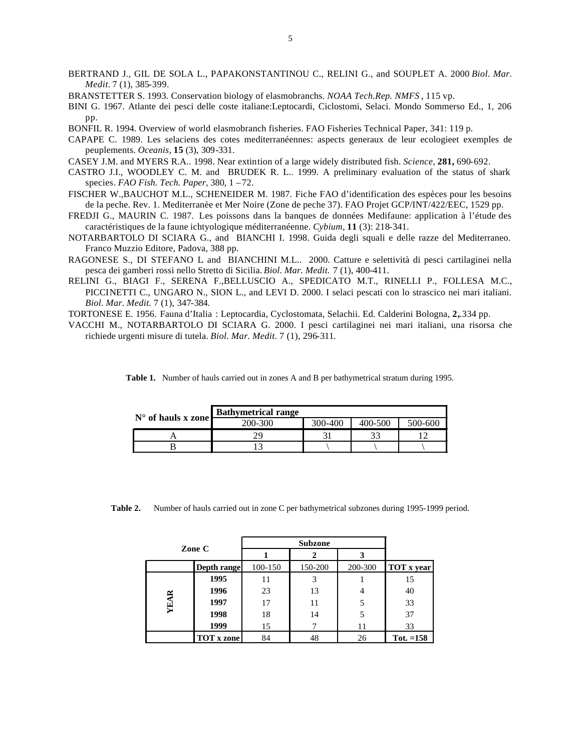BERTRAND J., GIL DE SOLA L., PAPAKONSTANTINOU C., RELINI G., and SOUPLET A. 2000 *Biol. Mar. Medit.* 7 (1), 385-399.

BRANSTETTER S. 1993. Conservation biology of elasmobranchs. *NOAA Tech.Rep. NMFS*, 115 vp.

BINI G. 1967. Atlante dei pesci delle coste italiane:Leptocardi, Ciclostomi, Selaci. Mondo Sommerso Ed., 1, 206 pp.

BONFIL R. 1994. Overview of world elasmobranch fisheries. FAO Fisheries Technical Paper, 341: 119 p.

CAPAPE C. 1989. Les selaciens des cotes mediterranéennes: aspects generaux de leur ecologieet exemples de peuplements. *Oceanis,* **15** (3), 309-331.

CASEY J.M. and MYERS R.A.. 1998. Near extintion of a large widely distributed fish. *Science,* **281,** 690-692.

CASTRO J.I., WOODLEY C. M. and BRUDEK R. L.. 1999. A preliminary evaluation of the status of shark species. *FAO Fish. Tech. Paper,* 380, 1 – 72.

FISCHER W.,BAUCHOT M.L., SCHENEIDER M. 1987. Fiche FAO d'identification des espèces pour les besoins de la peche. Rev. 1. Mediterranèe et Mer Noire (Zone de peche 37). FAO Projet GCP/INT/422/EEC, 1529 pp.

FREDJI G., MAURIN C. 1987. Les poissons dans la banques de données Medifaune: application à l'étude des caractéristiques de la faune ichtyologique méditerranéenne. *Cybium,* **11** (3): 218-341.

NOTARBARTOLO DI SCIARA G., and BIANCHI I. 1998. Guida degli squali e delle razze del Mediterraneo. Franco Muzzio Editore, Padova, 388 pp.

RAGONESE S., DI STEFANO L and BIANCHINI M.L.. 2000. Catture e selettività di pesci cartilaginei nella pesca dei gamberi rossi nello Stretto di Sicilia. *Biol. Mar. Medit.* 7 (1), 400-411.

RELINI G., BIAGI F., SERENA F.,BELLUSCIO A., SPEDICATO M.T., RINELLI P., FOLLESA M.C., PICCINETTI C., UNGARO N., SION L., and LEVI D. 2000. I selaci pescati con lo strascico nei mari italiani. *Biol. Mar. Medit.* 7 (1), 347-384.

TORTONESE E. 1956. Fauna d'Italia : Leptocardia, Cyclostomata, Selachii. Ed. Calderini Bologna, **2,**.334 pp.

VACCHI M., NOTARBARTOLO DI SCIARA G. 2000. I pesci cartilaginei nei mari italiani, una risorsa che richiede urgenti misure di tutela. *Biol. Mar. Medit.* 7 (1), 296-311.

**Table 1.** Number of hauls carried out in zones A and B per bathymetrical stratum during 1995.

| N° of hauls x zone | Bathymetrical range | | | |
|---|---|---|---|---|
| | 200-300 | 300-400 | 400-500 | 500-600 |
| A | 29 | 31 | 33 | 12 |
| B | 13 | \ | \ | \ |

**Table 2.** Number of hauls carried out in zone C per bathymetrical subzones during 1995-1999 period.

| Zone C | | Subzone | | | |
|---|---|---|---|---|---|
| | | 1 | 2 | 3 | |
| | **Depth range** | 100-150 | 150-200 | 200-300 | **TOT x year** |
| **YEAR** | **1995** | 11 | 3 | 1 | 15 |
| | **1996** | 23 | 13 | 4 | 40 |
| | **1997** | 17 | 11 | 5 | 33 |
| | **1998** | 18 | 14 | 5 | 37 |
| | **1999** | 15 | 7 | 11 | 33 |
| | **TOT x zone** | 84 | 48 | 26 | **Tot. =158** |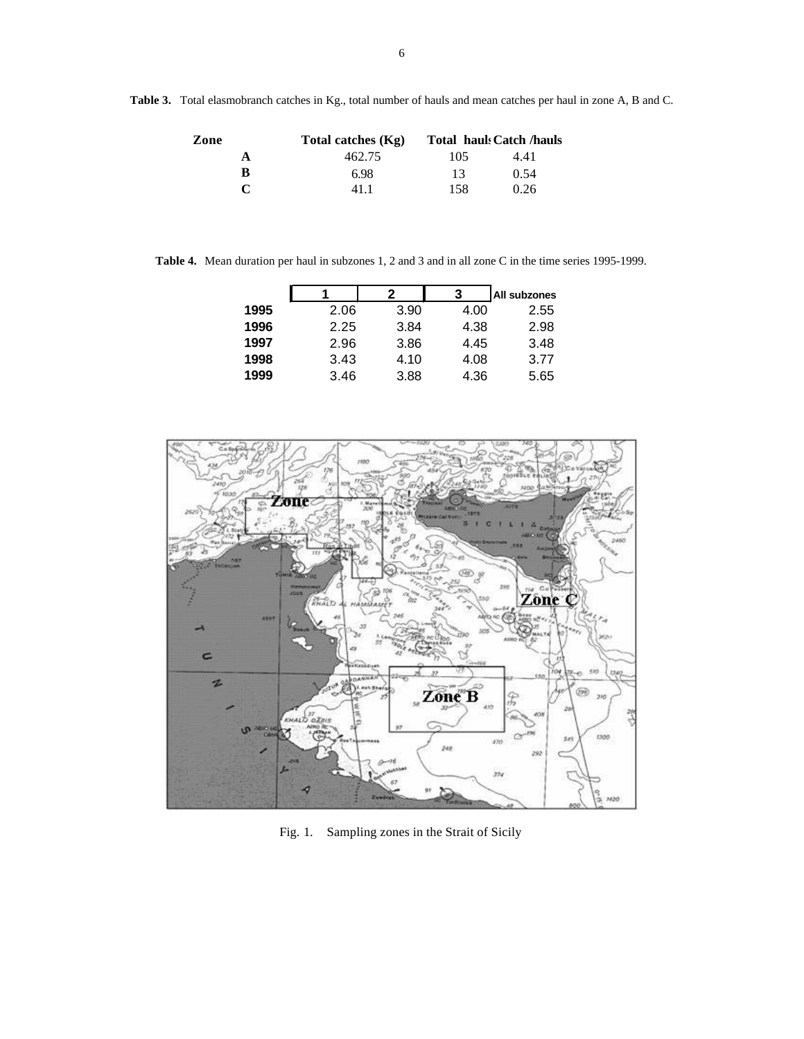**Table 3.** Total elasmobranch catches in Kg., total number of hauls and mean catches per haul in zone A, B and C.

| Zone | Total catches (Kg) | Total hauls | Catch /hauls |
|---|---|---|---|
| A | 462.75 | 105 | 4.41 |
| B | 6.98 | 13 | 0.54 |
| C | 41.1 | 158 | 0.26 |

**Table 4.** Mean duration per haul in subzones 1, 2 and 3 and in all zone C in the time series 1995-1999.

| | 1 | 2 | 3 | All subzones |
|---|---|---|---|---|
| 1995 | 2.06 | 3.90 | 4.00 | 2.55 |
| 1996 | 2.25 | 3.84 | 4.38 | 2.98 |
| 1997 | 2.96 | 3.86 | 4.45 | 3.48 |
| 1998 | 3.43 | 4.10 | 4.08 | 3.77 |
| 1999 | 3.46 | 3.88 | 4.36 | 5.65 |

Fig. 1. Sampling zones in the Strait of Sicily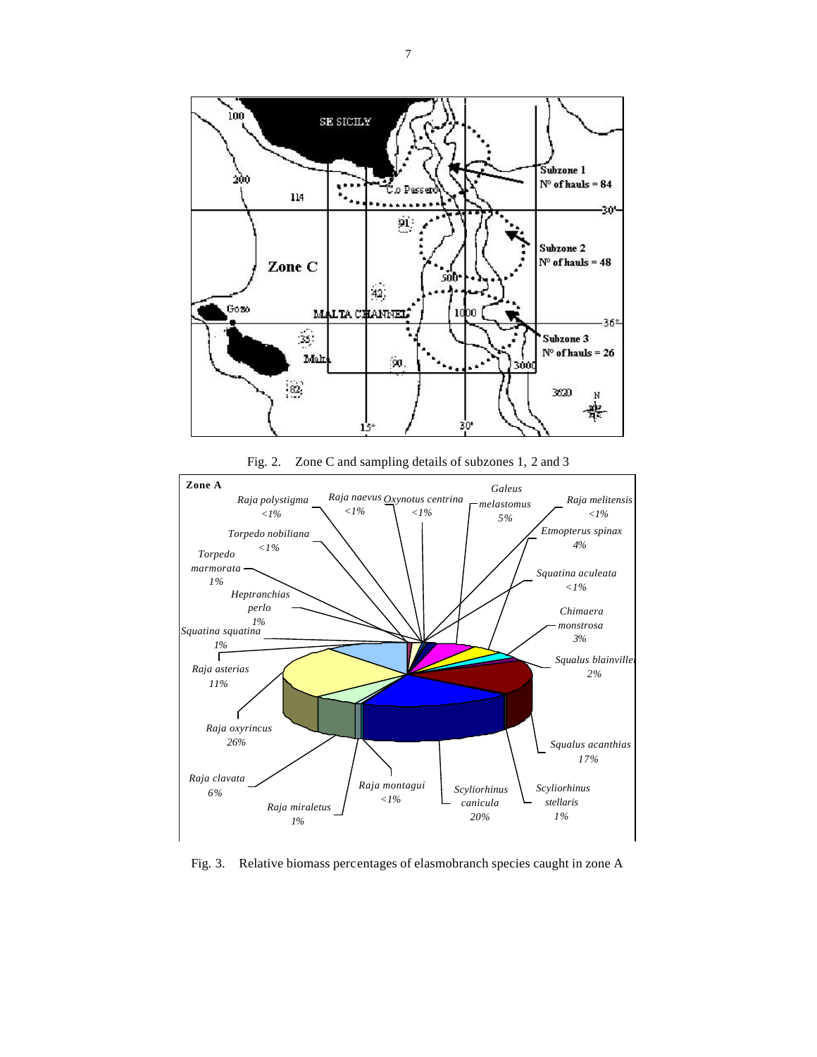Fig. 2. Zone C and sampling details of subzones 1, 2 and 3

Fig. 3. Relative biomass percentages of elasmobranch species caught in zone A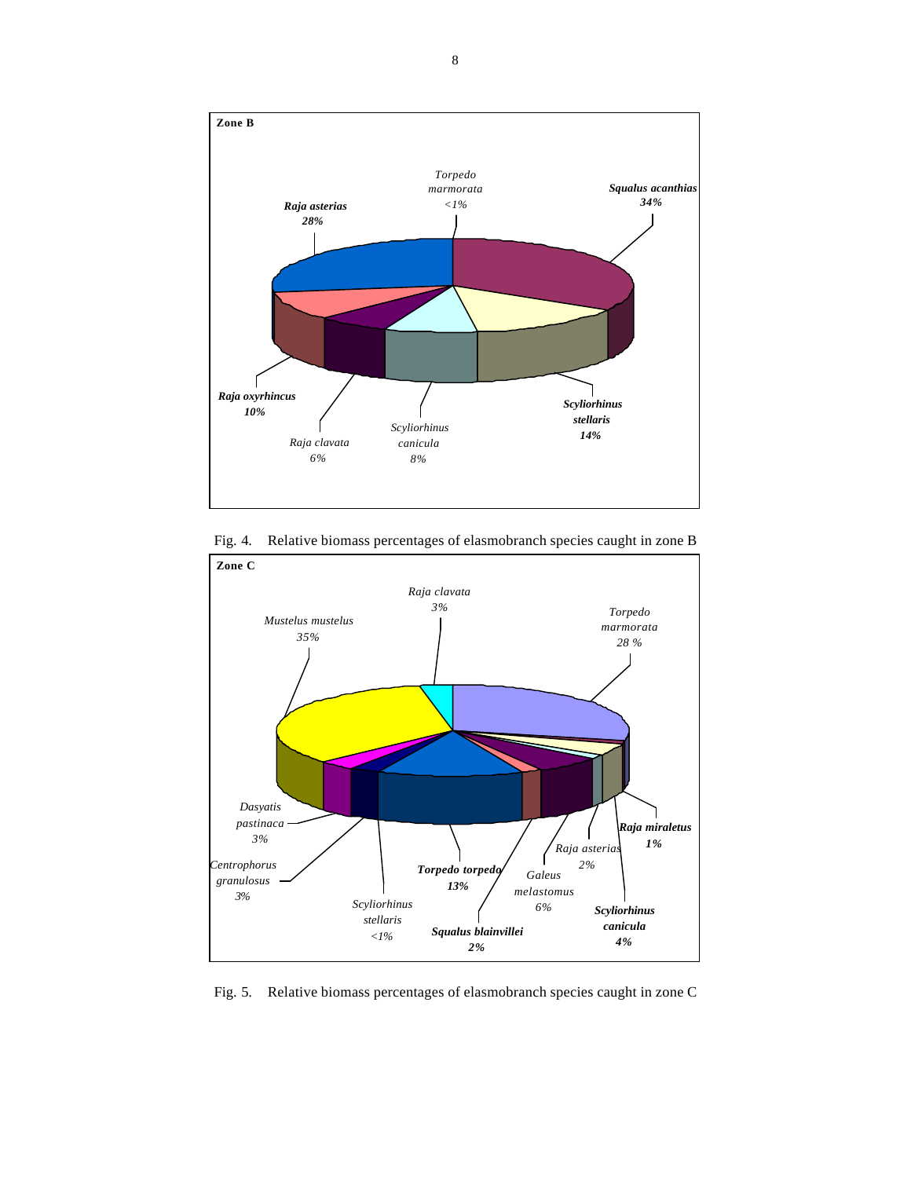**Zone B**

*Torpedo marmorata* <1%

***Squalus acanthias* 34%**

***Raja asterias* 28%**

***Raja oxyrhincus* 10%**

*Raja clavata* 6%

*Scyliorhinus canicula* 8%

***Scyliorhinus stellaris* 14%**

Fig. 4. Relative biomass percentages of elasmobranch species caught in zone B

**Zone C**

*Raja clavata* 3%

*Mustelus mustelus* 35%

*Torpedo marmorata* 28 %

*Dasyatis pastinaca* 3%

***Raja miraletus* 1%**

*Raja asterias* 2%

*Centrophorus granulosus* 3%

***Torpedo torpedo* 13%**

*Galeus melastomus* 6%

*Scyliorhinus stellaris* <1%

***Squalus blainvillei* 2%**

***Scyliorhinus canicula* 4%**

Fig. 5. Relative biomass percentages of elasmobranch species caught in zone C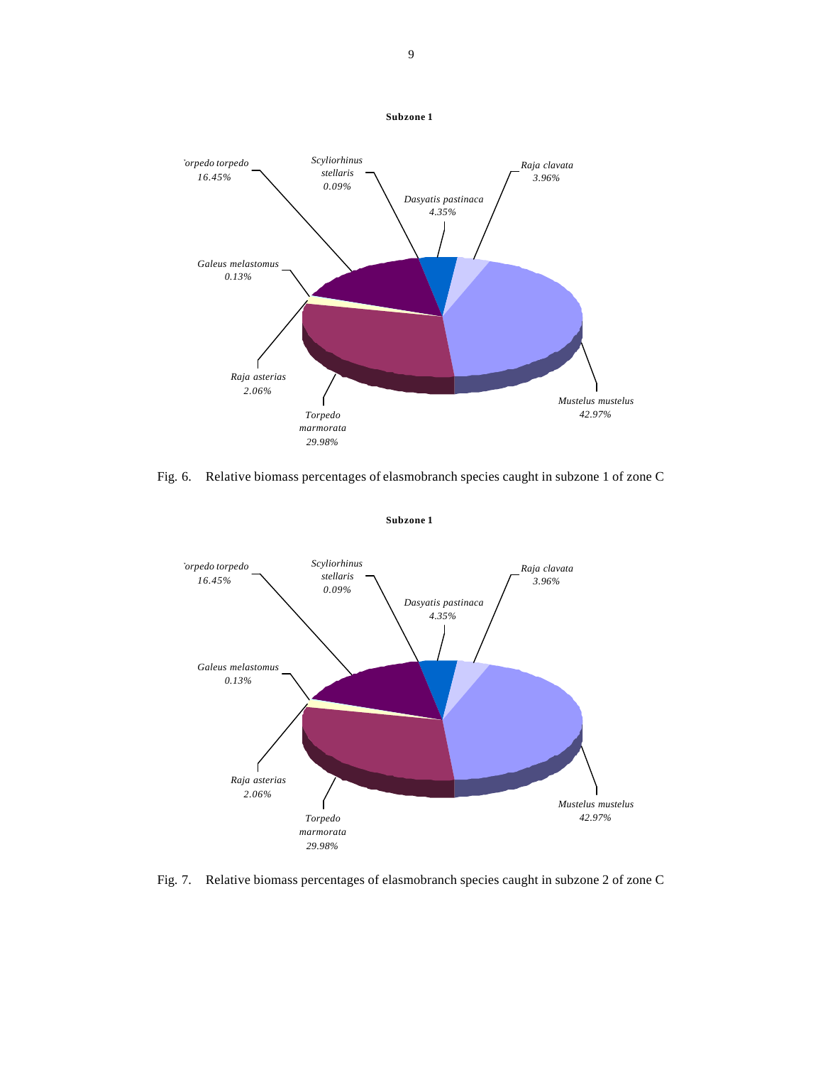**Subzone 1**

*Torpedo torpedo* 16.45%
*Scyliorhinus stellaris* 0.09%
*Raja clavata* 3.96%
*Dasyatis pastinaca* 4.35%
*Galeus melastomus* 0.13%
*Raja asterias* 2.06%
*Torpedo marmorata* 29.98%
*Mustelus mustelus* 42.97%

Fig. 6. Relative biomass percentages of elasmobranch species caught in subzone 1 of zone C

**Subzone 1**

*Torpedo torpedo* 16.45%
*Scyliorhinus stellaris* 0.09%
*Raja clavata* 3.96%
*Dasyatis pastinaca* 4.35%
*Galeus melastomus* 0.13%
*Raja asterias* 2.06%
*Torpedo marmorata* 29.98%
*Mustelus mustelus* 42.97%

Fig. 7. Relative biomass percentages of elasmobranch species caught in subzone 2 of zone C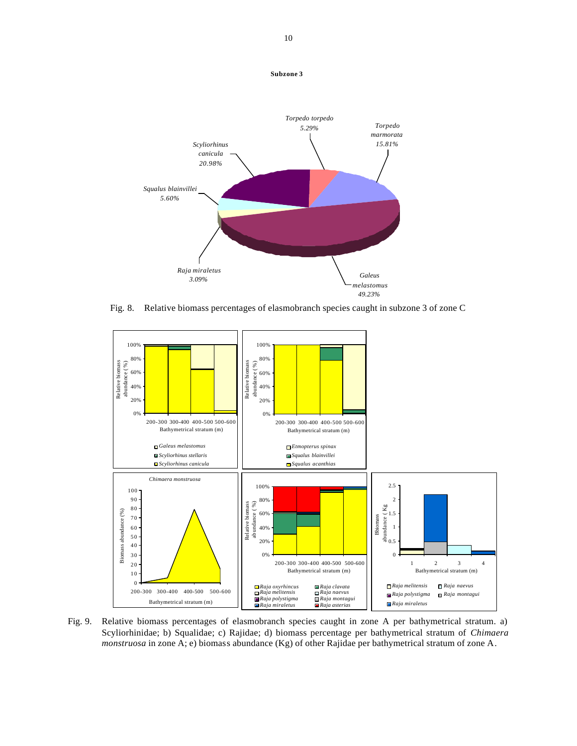**Subzone 3**

Fig. 8. Relative biomass percentages of elasmobranch species caught in subzone 3 of zone C

Fig. 9. Relative biomass percentages of elasmobranch species caught in zone A per bathymetrical stratum. a) Scyliorhinidae; b) Squalidae; c) Rajidae; d) biomass percentage per bathymetrical stratum of *Chimaera monstruosa* in zone A; e) biomass abundance (Kg) of other Rajidae per bathymetrical stratum of zone A.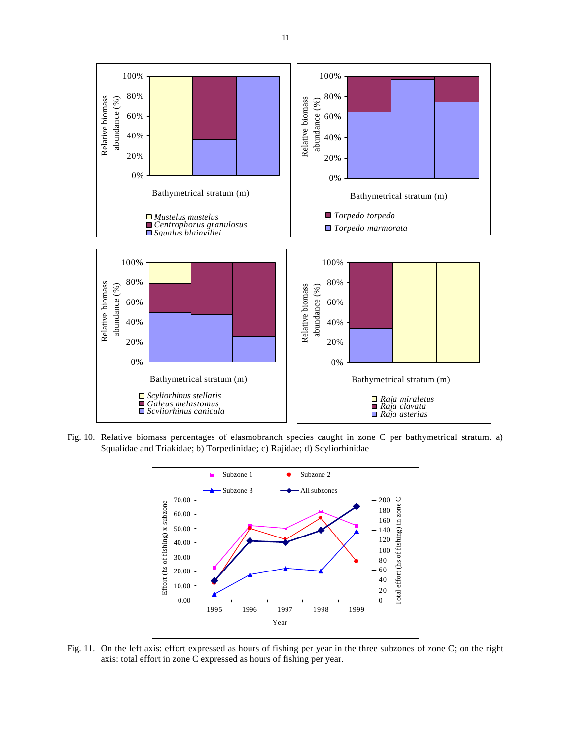Fig. 10. Relative biomass percentages of elasmobranch species caught in zone C per bathymetrical stratum. a) Squalidae and Triakidae; b) Torpedinidae; c) Rajidae; d) Scyliorhinidae

Fig. 11. On the left axis: effort expressed as hours of fishing per year in the three subzones of zone C; on the right axis: total effort in zone C expressed as hours of fishing per year.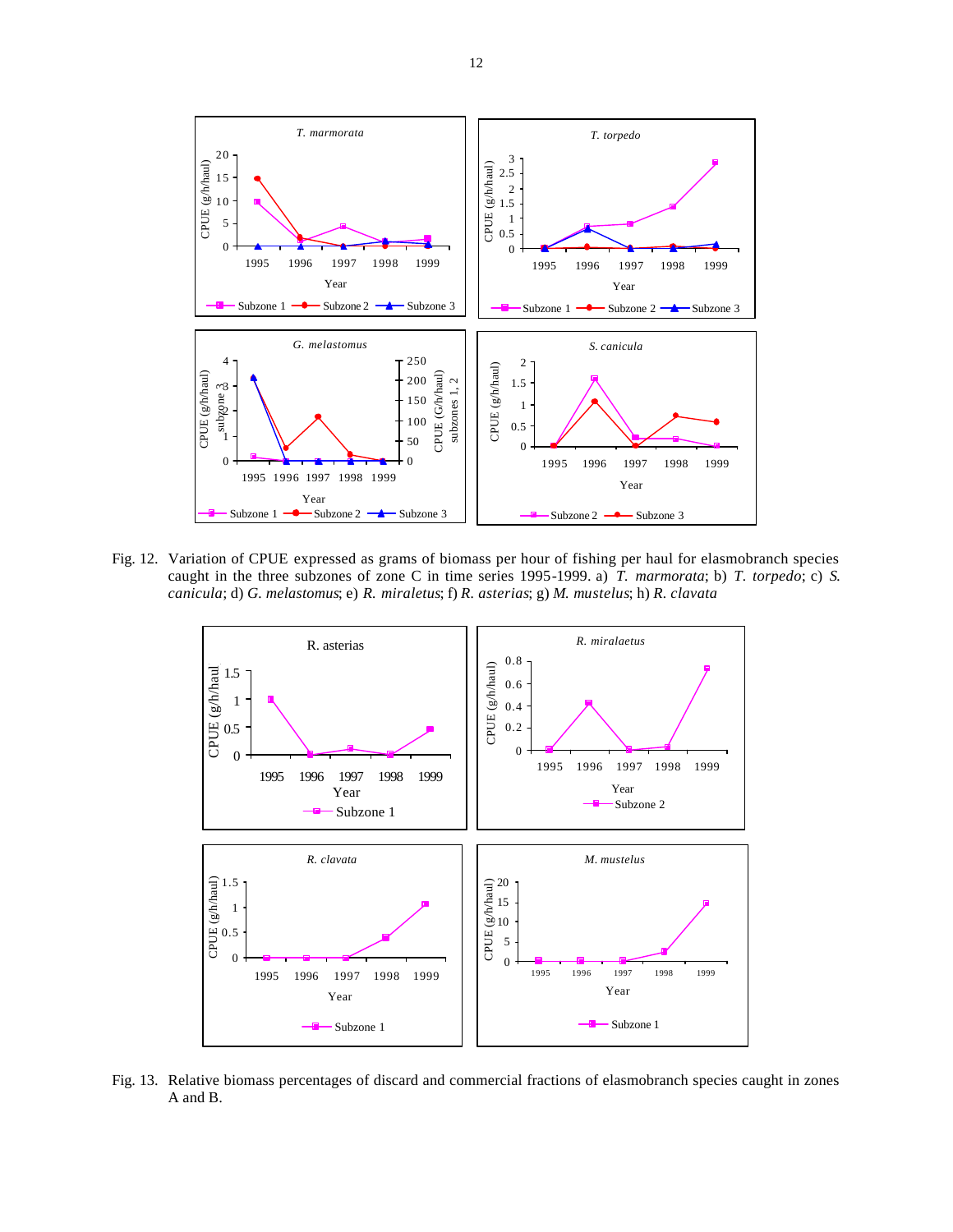Fig. 12. Variation of CPUE expressed as grams of biomass per hour of fishing per haul for elasmobranch species caught in the three subzones of zone C in time series 1995-1999. a) *T. marmorata*; b) *T. torpedo*; c) *S. canicula*; d) *G. melastomus*; e) *R. miraletus*; f) *R. asterias*; g) *M. mustelus*; h) *R. clavata*

Fig. 13. Relative biomass percentages of discard and commercial fractions of elasmobranch species caught in zones A and B.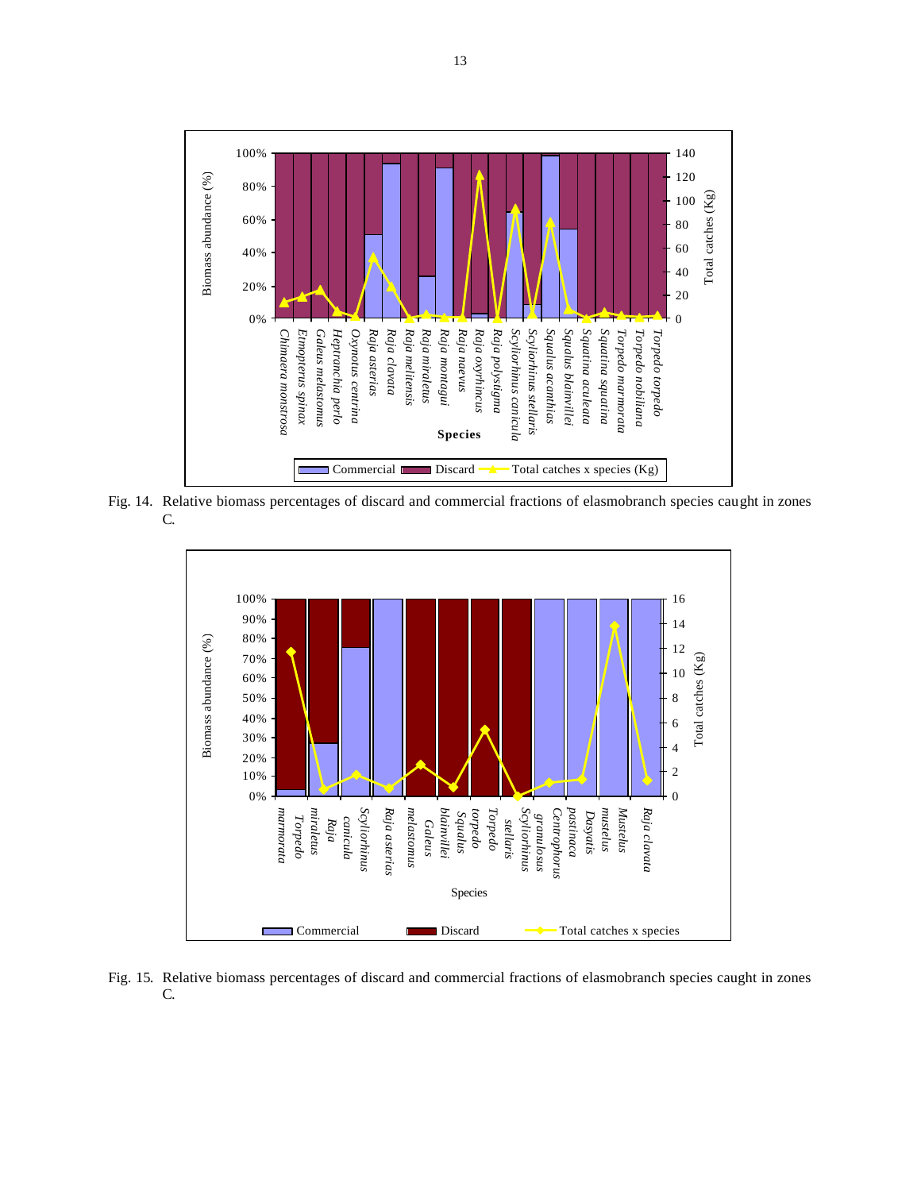Biomass abundance (%)

100%
80%
60%
40%
20%
0%

Total catches (Kg)

140
120
100
80
60
40
20
0

*Chimaera monstrosa*
*Etmopterus spinax*
*Galeus melastomus*
*Heptranchia perlo*
*Oxynotus centrina*
*Raja asterias*
*Raja clavata*
*Raja melitensis*
*Raja miraletus*
*Raja montagui*
*Raja naevus*
*Raja oxyrhincus*
*Raja polystigma*
*Scyliorhinus canicula*
*Scyliorhinus stellaris*
*Squalus acanthias*
*Squalus blainvillei*
*Squatina aculeata*
*Squatina squatina*
*Torpedo marmorata*
*Torpedo nobiliana*
*Torpedo torpedo*

**Species**

Commercial Discard Total catches x species (Kg)

Fig. 14. Relative biomass percentages of discard and commercial fractions of elasmobranch species caught in zones C.

Biomass abundance (%)

100%
90%
80%
70%
60%
50%
40%
30%
20%
10%
0%

Total catches (Kg)

16
14
12
10
8
6
4
2
0

*Torpedo marmorata*
*Raja miraletus*
*Scyliorhinus canicula*
*Raja asterias*
*Galeus melastomus*
*Squalus blainvillei*
*Torpedo torpedo*
*Scyliorhinus stellaris*
*Centrophorus granulosus*
*Dasyatis pastinaca*
*Mustelus mustelus*
*Raja clavata*

Species

Commercial Discard Total catches x species

Fig. 15. Relative biomass percentages of discard and commercial fractions of elasmobranch species caught in zones C.